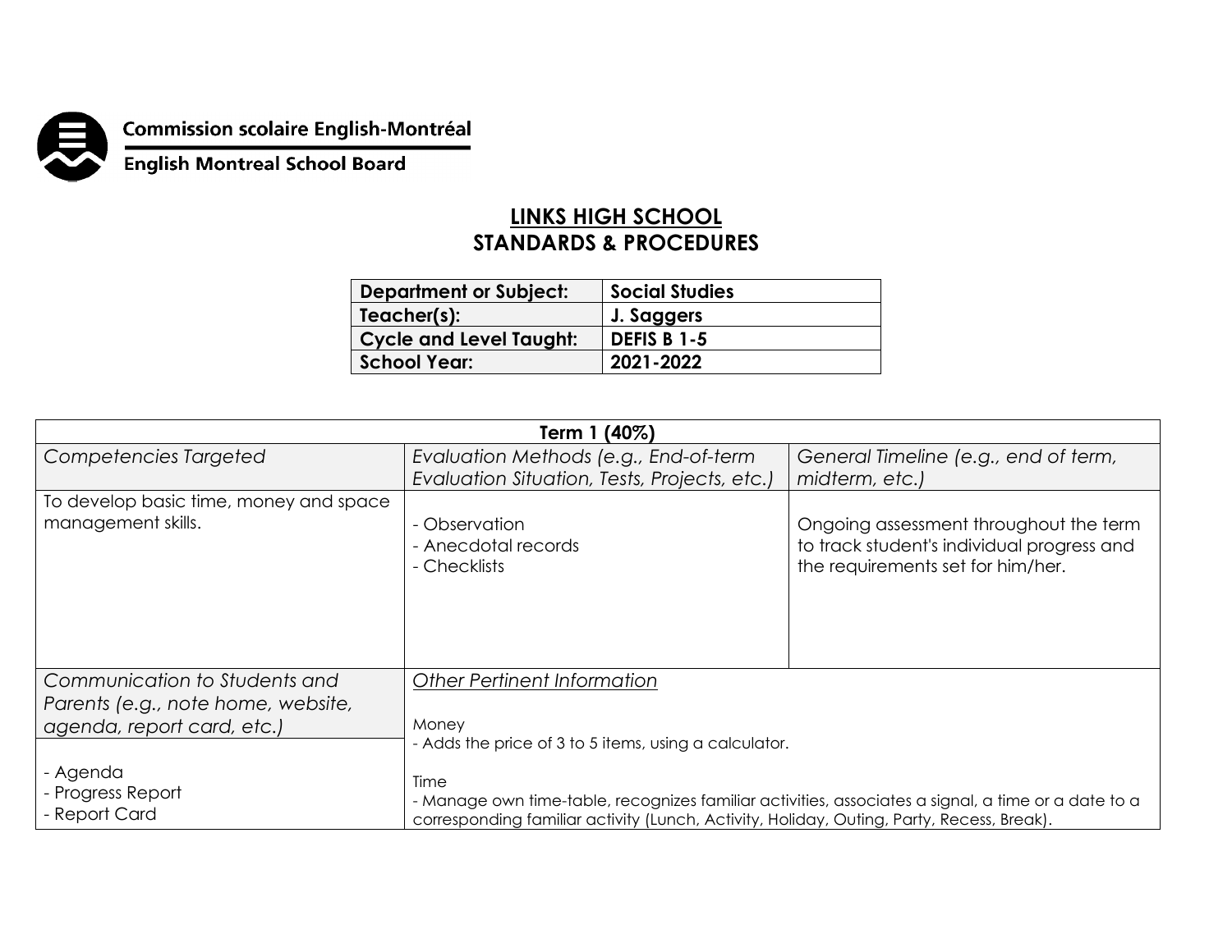Commission scolaire English-Montréal

English Montreal School Board

# LINKS HIGH SCHOOL
## STANDARDS & PROCEDURES

| Department or Subject: | Social Studies |
|---|---|
| Teacher(s): | J. Saggers |
| Cycle and Level Taught: | DEFIS B 1-5 |
| School Year: | 2021-2022 |

| Term 1 (40%) | | |
|---|---|---|
| *Competencies Targeted* | *Evaluation Methods (e.g., End-of-term Evaluation Situation, Tests, Projects, etc.)* | *General Timeline (e.g., end of term, midterm, etc.)* |
| To develop basic time, money and space management skills. | - Observation<br>- Anecdotal records<br>- Checklists | Ongoing assessment throughout the term to track student's individual progress and the requirements set for him/her. |
| *Communication to Students and Parents (e.g., note home, website, agenda, report card, etc.)* | *Other Pertinent Information*<br><br>Money<br>- Adds the price of 3 to 5 items, using a calculator.<br><br>Time<br>- Manage own time-table, recognizes familiar activities, associates a signal, a time or a date to a corresponding familiar activity (Lunch, Activity, Holiday, Outing, Party, Recess, Break). | |
| - Agenda<br>- Progress Report<br>- Report Card | | |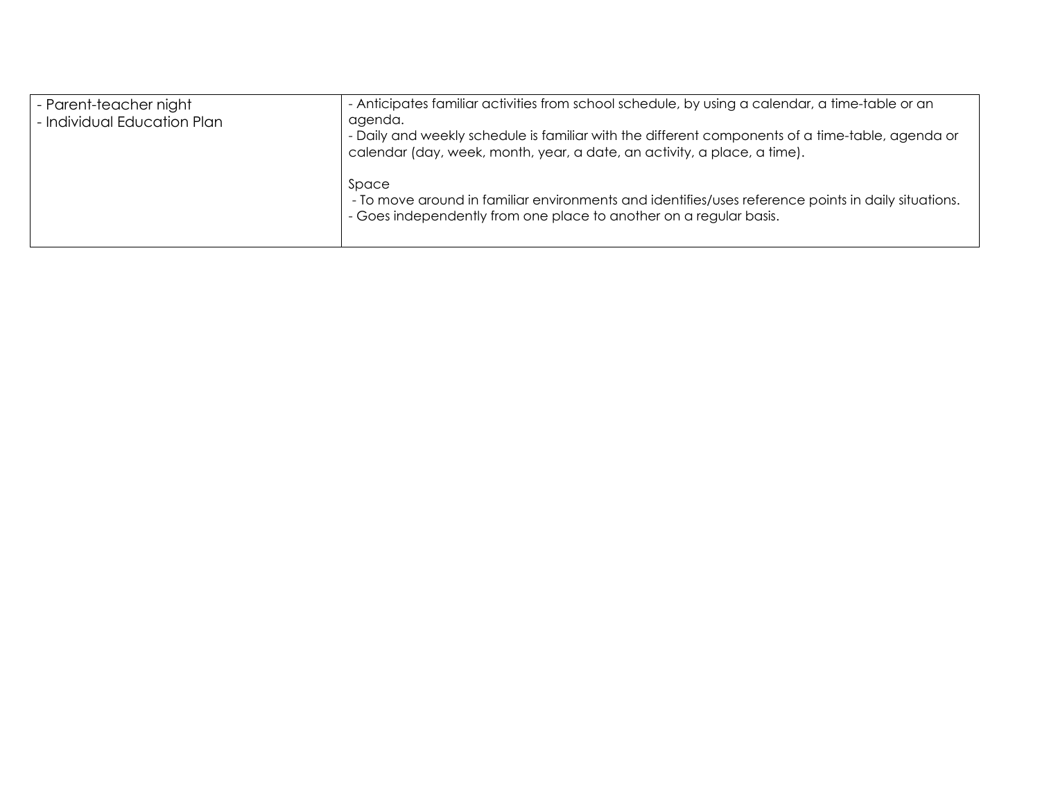| | |
|---|---|
| - Parent-teacher night<br>- Individual Education Plan | - Anticipates familiar activities from school schedule, by using a calendar, a time-table or an agenda.<br>- Daily and weekly schedule is familiar with the different components of a time-table, agenda or calendar (day, week, month, year, a date, an activity, a place, a time).<br><br>Space<br>- To move around in familiar environments and identifies/uses reference points in daily situations.<br>- Goes independently from one place to another on a regular basis. |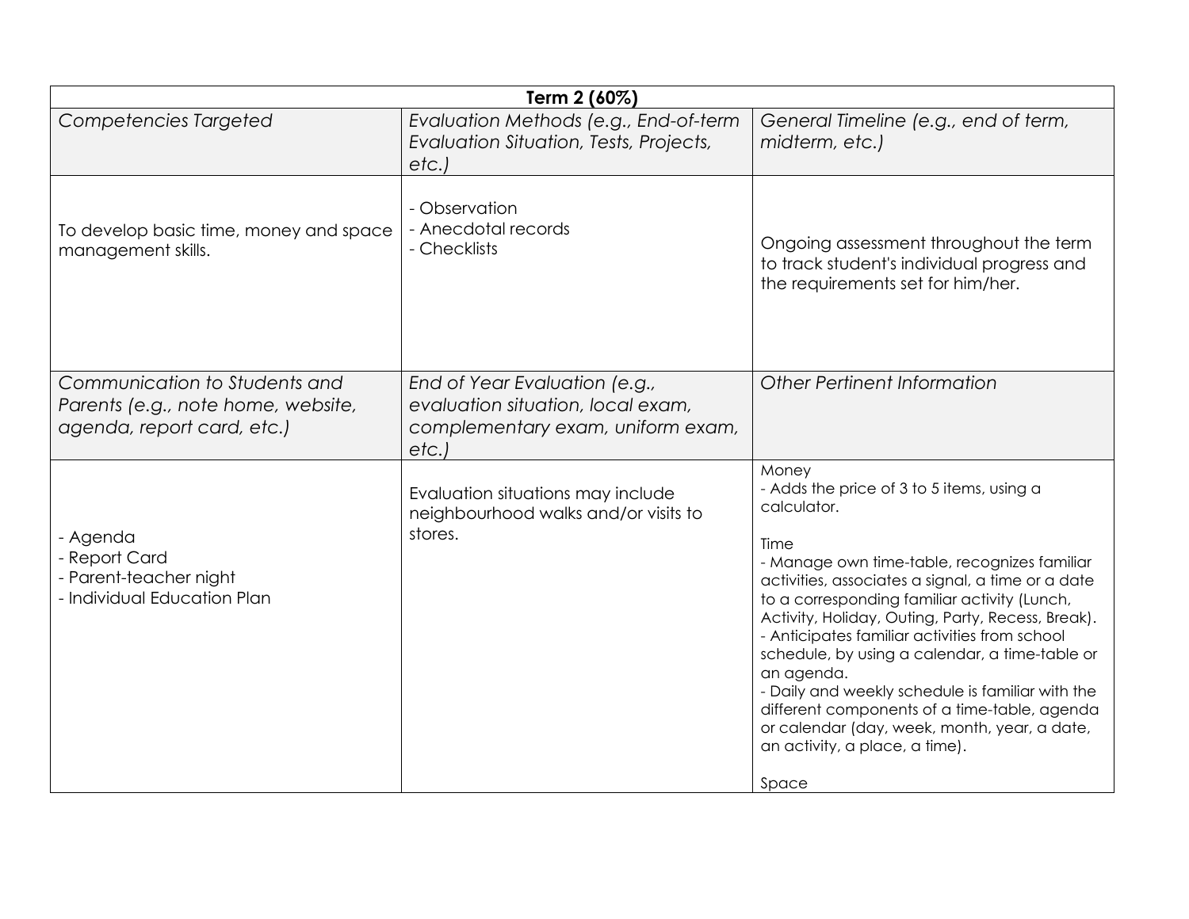| Term 2 (60%) | | |
|---|---|---|
| *Competencies Targeted* | *Evaluation Methods (e.g., End-of-term Evaluation Situation, Tests, Projects, etc.)* | *General Timeline (e.g., end of term, midterm, etc.)* |
| To develop basic time, money and space management skills. | - Observation<br>- Anecdotal records<br>- Checklists | Ongoing assessment throughout the term to track student's individual progress and the requirements set for him/her. |
| *Communication to Students and Parents (e.g., note home, website, agenda, report card, etc.)* | *End of Year Evaluation (e.g., evaluation situation, local exam, complementary exam, uniform exam, etc.)* | *Other Pertinent Information* |
| - Agenda<br>- Report Card<br>- Parent-teacher night<br>- Individual Education Plan | Evaluation situations may include neighbourhood walks and/or visits to stores. | Money<br>- Adds the price of 3 to 5 items, using a calculator.<br><br>Time<br>- Manage own time-table, recognizes familiar activities, associates a signal, a time or a date to a corresponding familiar activity (Lunch, Activity, Holiday, Outing, Party, Recess, Break).<br>- Anticipates familiar activities from school schedule, by using a calendar, a time-table or an agenda.<br>- Daily and weekly schedule is familiar with the different components of a time-table, agenda or calendar (day, week, month, year, a date, an activity, a place, a time).<br><br>Space |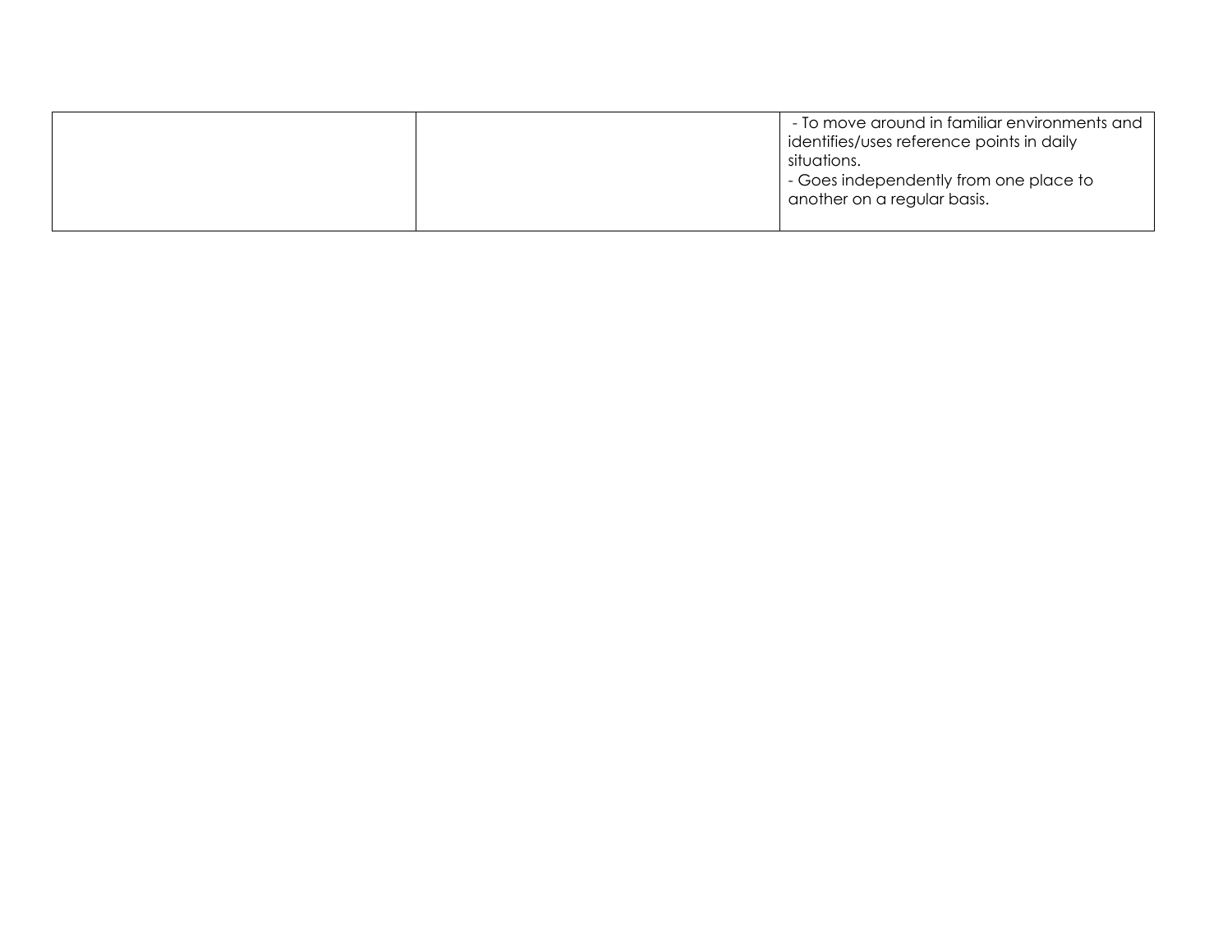| | | |
|---|---|---|
| | | - To move around in familiar environments and identifies/uses reference points in daily situations.<br>- Goes independently from one place to another on a regular basis. |